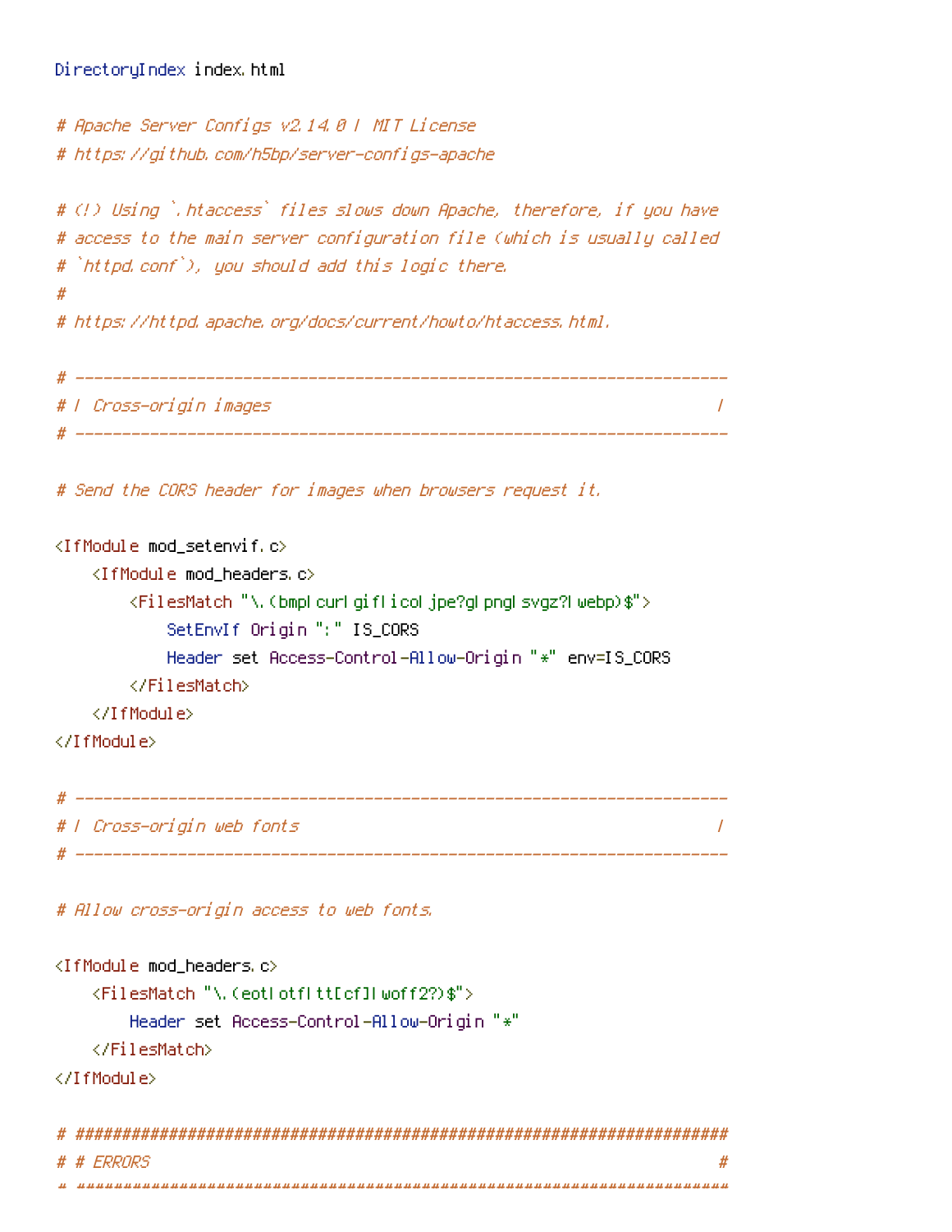```
DirectoryIndex index.html

# Apache Server Configs v2.14.0 | MIT License
# https://github.com/h5bp/server-configs-apache

# (!) Using `.htaccess` files slows down Apache, therefore, if you have
# access to the main server configuration file (which is usually called
# `httpd.conf`), you should add this logic there.
#
# https://httpd.apache.org/docs/current/howto/htaccess.html.

# ----------------------------------------------------------------------
# | Cross-origin images                                                |
# ----------------------------------------------------------------------

# Send the CORS header for images when browsers request it.

<IfModule mod_setenvif.c>
    <IfModule mod_headers.c>
        <FilesMatch "\.(bmp|cur|gif|ico|jpe?g|png|svgz?|webp)$">
            SetEnvIf Origin ":" IS_CORS
            Header set Access-Control-Allow-Origin "*" env=IS_CORS
        </FilesMatch>
    </IfModule>
</IfModule>

# ----------------------------------------------------------------------
# | Cross-origin web fonts                                             |
# ----------------------------------------------------------------------

# Allow cross-origin access to web fonts.

<IfModule mod_headers.c>
    <FilesMatch "\.(eot|otf|tt[cf]|woff2?)$">
        Header set Access-Control-Allow-Origin "*"
    </FilesMatch>
</IfModule>

# ######################################################################
# # ERRORS                                                             #
# ######################################################################
```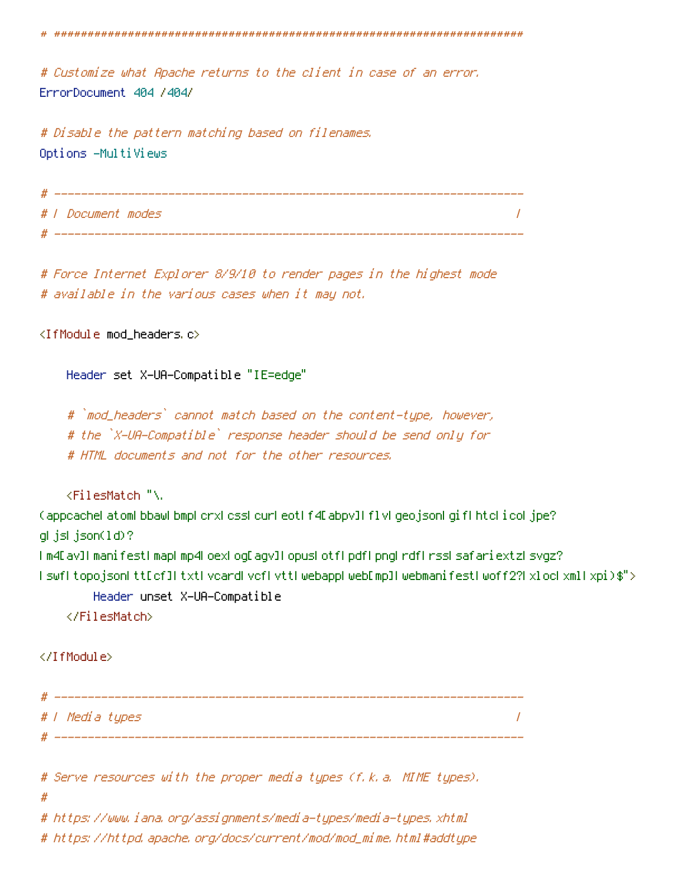```
# ######################################################################

# Customize what Apache returns to the client in case of an error.
ErrorDocument 404 /404/

# Disable the pattern matching based on filenames.
Options -MultiViews

# ----------------------------------------------------------------------
# | Document modes                                                     |
# ----------------------------------------------------------------------

# Force Internet Explorer 8/9/10 to render pages in the highest mode
# available in the various cases when it may not.

<IfModule mod_headers.c>

    Header set X-UA-Compatible "IE=edge"

    # `mod_headers` cannot match based on the content-type, however,
    # the `X-UA-Compatible` response header should be send only for
    # HTML documents and not for the other resources.

    <FilesMatch "\.
(appcache|atom|bbaw|bmp|crx|css|cur|eot|f4[abpv]|flv|geojson|gif|htc|ico|jpe?
g|js|json(ld)?
|m4[av]|manifest|map|mp4|oex|og[agv]|opus|otf|pdf|png|rdf|rss|safariextz|svgz?
|swf|topojson|tt[cf]|txt|vcard|vcf|vtt|webapp|web[mp]|webmanifest|woff2?|xloc|xml|xpi)$">
        Header unset X-UA-Compatible
    </FilesMatch>

</IfModule>

# ----------------------------------------------------------------------
# | Media types                                                        |
# ----------------------------------------------------------------------

# Serve resources with the proper media types (f.k.a. MIME types).
#
# https://www.iana.org/assignments/media-types/media-types.xhtml
# https://httpd.apache.org/docs/current/mod/mod_mime.html#addtype
```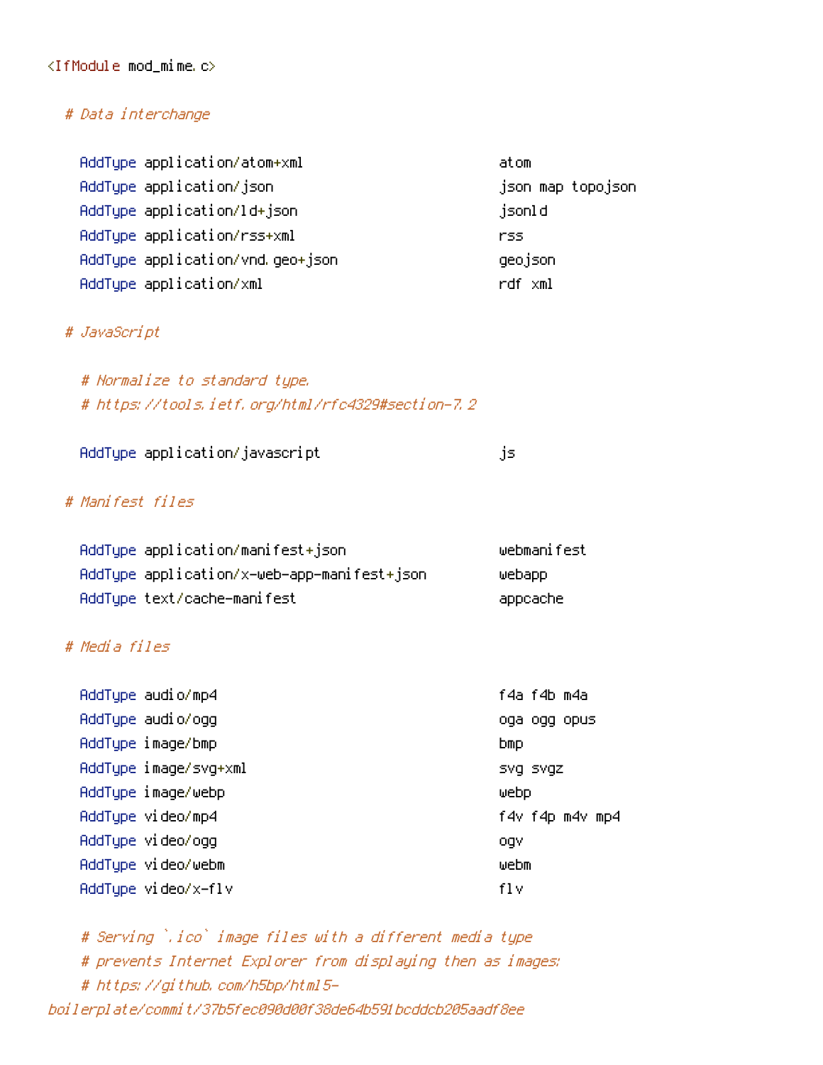```
<IfModule mod_mime.c>

  # Data interchange

    AddType application/atom+xml                        atom
    AddType application/json                            json map topojson
    AddType application/ld+json                         jsonld
    AddType application/rss+xml                         rss
    AddType application/vnd.geo+json                    geojson
    AddType application/xml                             rdf xml

  # JavaScript

    # Normalize to standard type.
    # https://tools.ietf.org/html/rfc4329#section-7.2

    AddType application/javascript                      js

  # Manifest files

    AddType application/manifest+json                   webmanifest
    AddType application/x-web-app-manifest+json         webapp
    AddType text/cache-manifest                         appcache

  # Media files

    AddType audio/mp4                                   f4a f4b m4a
    AddType audio/ogg                                   oga ogg opus
    AddType image/bmp                                   bmp
    AddType image/svg+xml                               svg svgz
    AddType image/webp                                  webp
    AddType video/mp4                                   f4v f4p m4v mp4
    AddType video/ogg                                   ogv
    AddType video/webm                                  webm
    AddType video/x-flv                                 flv

    # Serving `.ico` image files with a different media type
    # prevents Internet Explorer from displaying then as images:
    # https://github.com/h5bp/html5-
boilerplate/commit/37b5fec090d00f38de64b591bcddcb205aadf8ee
```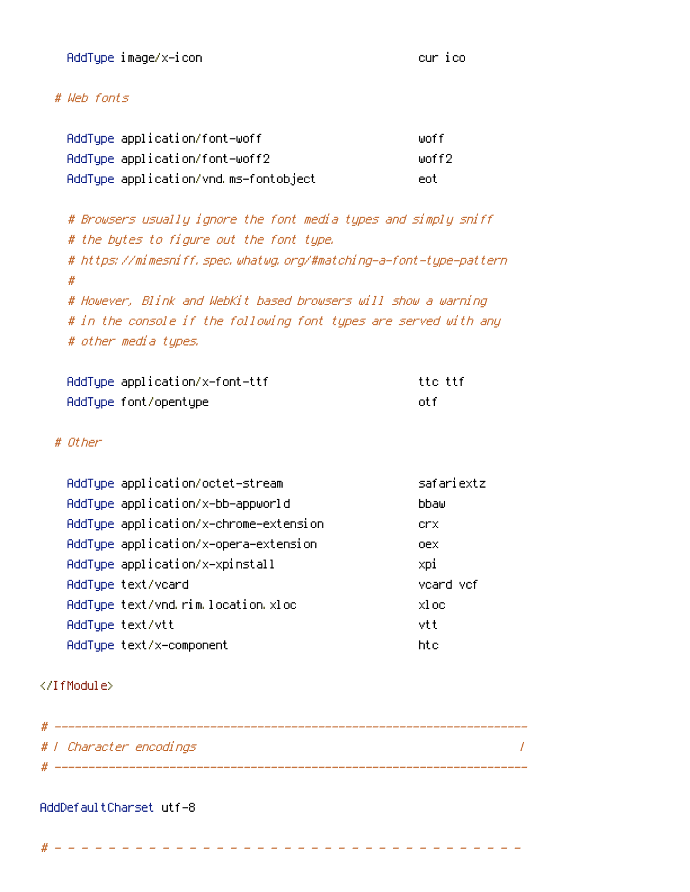```
    AddType image/x-icon                                cur ico

  # Web fonts

    AddType application/font-woff                       woff
    AddType application/font-woff2                      woff2
    AddType application/vnd.ms-fontobject               eot

    # Browsers usually ignore the font media types and simply sniff
    # the bytes to figure out the font type.
    # https://mimesniff.spec.whatwg.org/#matching-a-font-type-pattern
    #
    # However, Blink and WebKit based browsers will show a warning
    # in the console if the following font types are served with any
    # other media types.

    AddType application/x-font-ttf                      ttc ttf
    AddType font/opentype                               otf

  # Other

    AddType application/octet-stream                    safariextz
    AddType application/x-bb-appworld                   bbaw
    AddType application/x-chrome-extension              crx
    AddType application/x-opera-extension               oex
    AddType application/x-xpinstall                     xpi
    AddType text/vcard                                  vcard vcf
    AddType text/vnd.rim.location.xloc                  xloc
    AddType text/vtt                                    vtt
    AddType text/x-component                            htc

</IfModule>

# ----------------------------------------------------------------------
# | Character encodings                                                |
# ----------------------------------------------------------------------

AddDefaultCharset utf-8

# - - - - - - - - - - - - - - - - - - - - - - - - - - - - - - - - - - -
```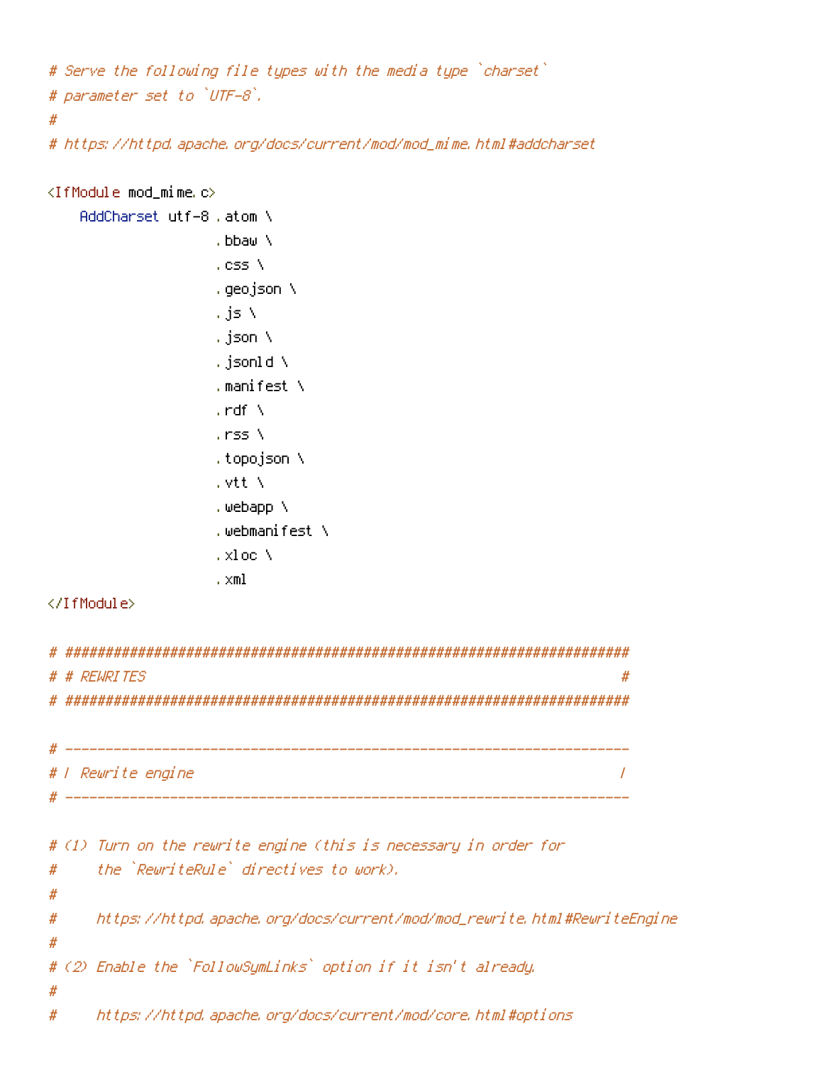```
# Serve the following file types with the media type `charset`
# parameter set to `UTF-8`.
#
# https://httpd.apache.org/docs/current/mod/mod_mime.html#addcharset

<IfModule mod_mime.c>
    AddCharset utf-8 .atom \
                     .bbaw \
                     .css \
                     .geojson \
                     .js \
                     .json \
                     .jsonld \
                     .manifest \
                     .rdf \
                     .rss \
                     .topojson \
                     .vtt \
                     .webapp \
                     .webmanifest \
                     .xloc \
                     .xml
</IfModule>

# ######################################################################
# # REWRITES                                                           #
# ######################################################################

# ----------------------------------------------------------------------
# | Rewrite engine                                                     |
# ----------------------------------------------------------------------

# (1) Turn on the rewrite engine (this is necessary in order for
#     the `RewriteRule` directives to work).
#
#     https://httpd.apache.org/docs/current/mod/mod_rewrite.html#RewriteEngine
#
# (2) Enable the `FollowSymLinks` option if it isn't already.
#
#     https://httpd.apache.org/docs/current/mod/core.html#options
```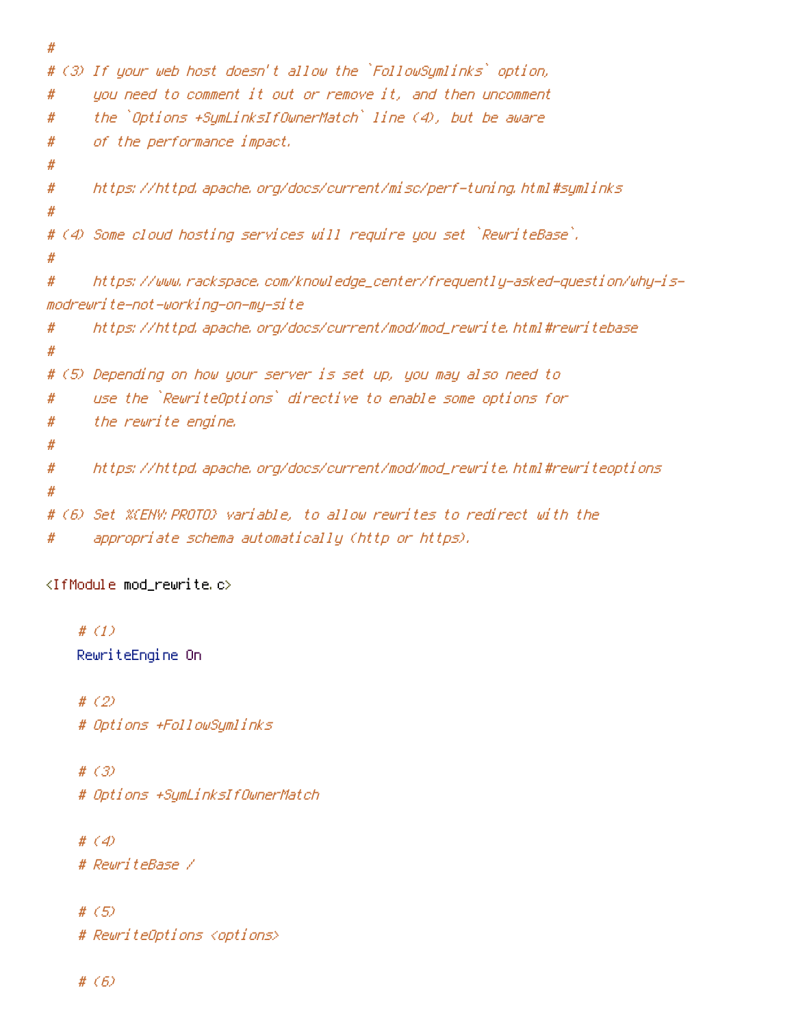```
#
# (3) If your web host doesn't allow the `FollowSymlinks` option,
#     you need to comment it out or remove it, and then uncomment
#     the `Options +SymLinksIfOwnerMatch` line (4), but be aware
#     of the performance impact.
#
#     https://httpd.apache.org/docs/current/misc/perf-tuning.html#symlinks
#
# (4) Some cloud hosting services will require you set `RewriteBase`.
#
#     https://www.rackspace.com/knowledge_center/frequently-asked-question/why-is-
modrewrite-not-working-on-my-site
#     https://httpd.apache.org/docs/current/mod/mod_rewrite.html#rewritebase
#
# (5) Depending on how your server is set up, you may also need to
#     use the `RewriteOptions` directive to enable some options for
#     the rewrite engine.
#
#     https://httpd.apache.org/docs/current/mod/mod_rewrite.html#rewriteoptions
#
# (6) Set %{ENV:PROTO} variable, to allow rewrites to redirect with the
#     appropriate schema automatically (http or https).

<IfModule mod_rewrite.c>

    # (1)
    RewriteEngine On

    # (2)
    # Options +FollowSymlinks

    # (3)
    # Options +SymLinksIfOwnerMatch

    # (4)
    # RewriteBase /

    # (5)
    # RewriteOptions <options>

    # (6)
```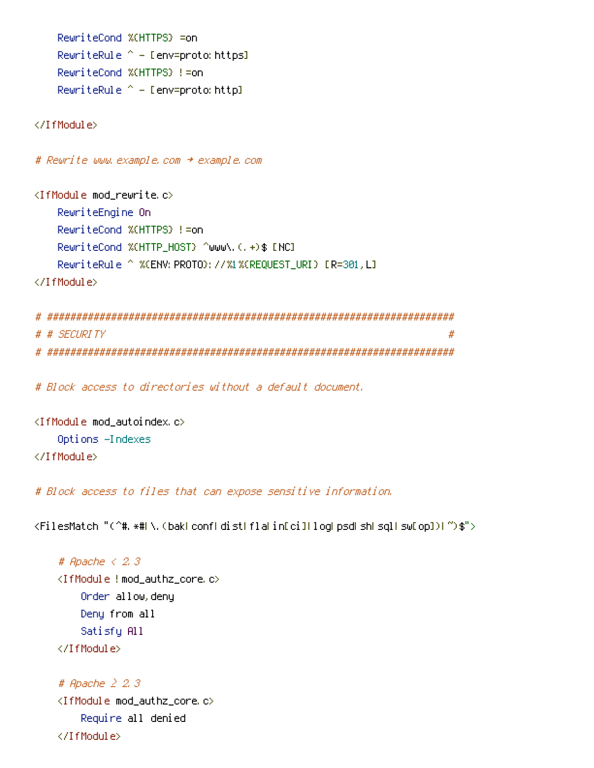```
    RewriteCond %{HTTPS} =on
    RewriteRule ^ - [env=proto:https]
    RewriteCond %{HTTPS} !=on
    RewriteRule ^ - [env=proto:http]

</IfModule>

# Rewrite www.example.com → example.com

<IfModule mod_rewrite.c>
    RewriteEngine On
    RewriteCond %{HTTPS} !=on
    RewriteCond %{HTTP_HOST} ^www\.(.+)$ [NC]
    RewriteRule ^ %{ENV:PROTO}://%1%{REQUEST_URI} [R=301,L]
</IfModule>

# ##############################################################################
# # SECURITY                                                                   #
# ##############################################################################

# Block access to directories without a default document.

<IfModule mod_autoindex.c>
    Options -Indexes
</IfModule>

# Block access to files that can expose sensitive information.

<FilesMatch "(^#.*#|\.(bak|conf|dist|fla|in[ci]|log|psd|sh|sql|sw[op])|~)$">

    # Apache < 2.3
    <IfModule !mod_authz_core.c>
        Order allow,deny
        Deny from all
        Satisfy All
    </IfModule>

    # Apache ≥ 2.3
    <IfModule mod_authz_core.c>
        Require all denied
    </IfModule>
```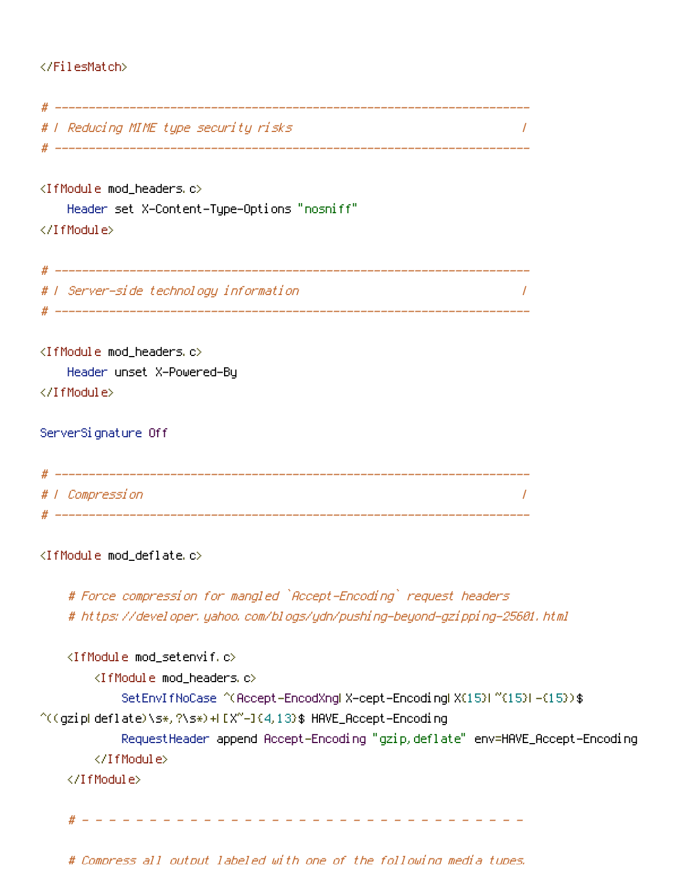```
</FilesMatch>

# ----------------------------------------------------------------------
# | Reducing MIME type security risks                                  |
# ----------------------------------------------------------------------

<IfModule mod_headers.c>
    Header set X-Content-Type-Options "nosniff"
</IfModule>

# ----------------------------------------------------------------------
# | Server-side technology information                                 |
# ----------------------------------------------------------------------

<IfModule mod_headers.c>
    Header unset X-Powered-By
</IfModule>

ServerSignature Off

# ----------------------------------------------------------------------
# | Compression                                                        |
# ----------------------------------------------------------------------

<IfModule mod_deflate.c>

    # Force compression for mangled `Accept-Encoding` request headers
    # https://developer.yahoo.com/blogs/ydn/pushing-beyond-gzipping-25601.html

    <IfModule mod_setenvif.c>
        <IfModule mod_headers.c>
            SetEnvIfNoCase ^(Accept-EncodXng|X-cept-Encoding|X{15}|~{15}|-{15})$
^((gzip|deflate)\s*,?\s*)+|[X~-]{4,13}$ HAVE_Accept-Encoding
            RequestHeader append Accept-Encoding "gzip,deflate" env=HAVE_Accept-Encoding
        </IfModule>
    </IfModule>

    # - - - - - - - - - - - - - - - - - - - - - - - - - - - - - - - - - -

    # Compress all output labeled with one of the following media types.
```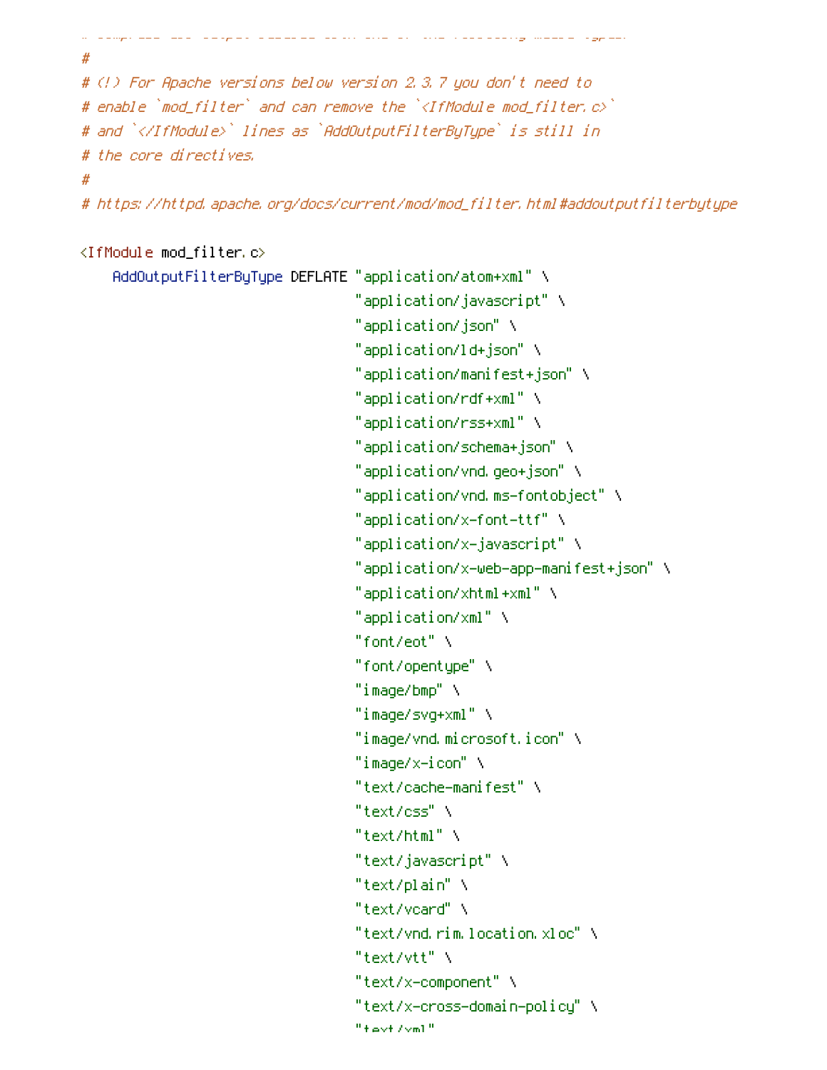```
# Compress all output labeled with one of the following media types.
#
# (!) For Apache versions below version 2.3.7 you don't need to
# enable `mod_filter` and can remove the `<IfModule mod_filter.c>`
# and `</IfModule>` lines as `AddOutputFilterByType` is still in
# the core directives.
#
# https://httpd.apache.org/docs/current/mod/mod_filter.html#addoutputfilterbytype

<IfModule mod_filter.c>
    AddOutputFilterByType DEFLATE "application/atom+xml" \
                                  "application/javascript" \
                                  "application/json" \
                                  "application/ld+json" \
                                  "application/manifest+json" \
                                  "application/rdf+xml" \
                                  "application/rss+xml" \
                                  "application/schema+json" \
                                  "application/vnd.geo+json" \
                                  "application/vnd.ms-fontobject" \
                                  "application/x-font-ttf" \
                                  "application/x-javascript" \
                                  "application/x-web-app-manifest+json" \
                                  "application/xhtml+xml" \
                                  "application/xml" \
                                  "font/eot" \
                                  "font/opentype" \
                                  "image/bmp" \
                                  "image/svg+xml" \
                                  "image/vnd.microsoft.icon" \
                                  "image/x-icon" \
                                  "text/cache-manifest" \
                                  "text/css" \
                                  "text/html" \
                                  "text/javascript" \
                                  "text/plain" \
                                  "text/vcard" \
                                  "text/vnd.rim.location.xloc" \
                                  "text/vtt" \
                                  "text/x-component" \
                                  "text/x-cross-domain-policy" \
                                  "text/xml"
```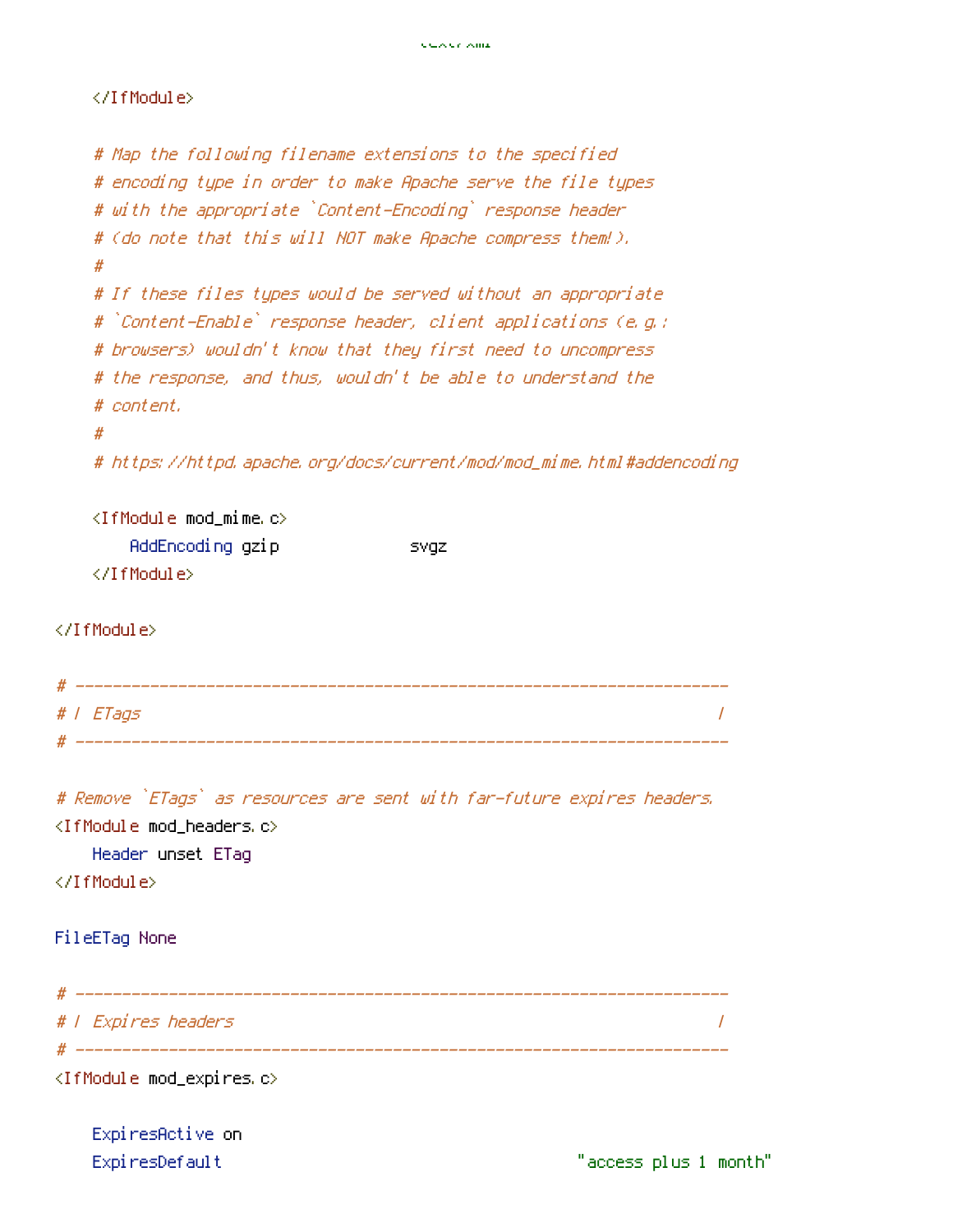```
                                              text/xml

    </IfModule>

    # Map the following filename extensions to the specified
    # encoding type in order to make Apache serve the file types
    # with the appropriate `Content-Encoding` response header
    # (do note that this will NOT make Apache compress them!).
    #
    # If these files types would be served without an appropriate
    # `Content-Enable` response header, client applications (e.g.:
    # browsers) wouldn't know that they first need to uncompress
    # the response, and thus, wouldn't be able to understand the
    # content.
    #
    # https://httpd.apache.org/docs/current/mod/mod_mime.html#addencoding

    <IfModule mod_mime.c>
        AddEncoding gzip              svgz
    </IfModule>

</IfModule>

# ----------------------------------------------------------------------
# | ETags                                                              |
# ----------------------------------------------------------------------

# Remove `ETags` as resources are sent with far-future expires headers.
<IfModule mod_headers.c>
    Header unset ETag
</IfModule>

FileETag None

# ----------------------------------------------------------------------
# | Expires headers                                                    |
# ----------------------------------------------------------------------
<IfModule mod_expires.c>

    ExpiresActive on
    ExpiresDefault                                      "access plus 1 month"
```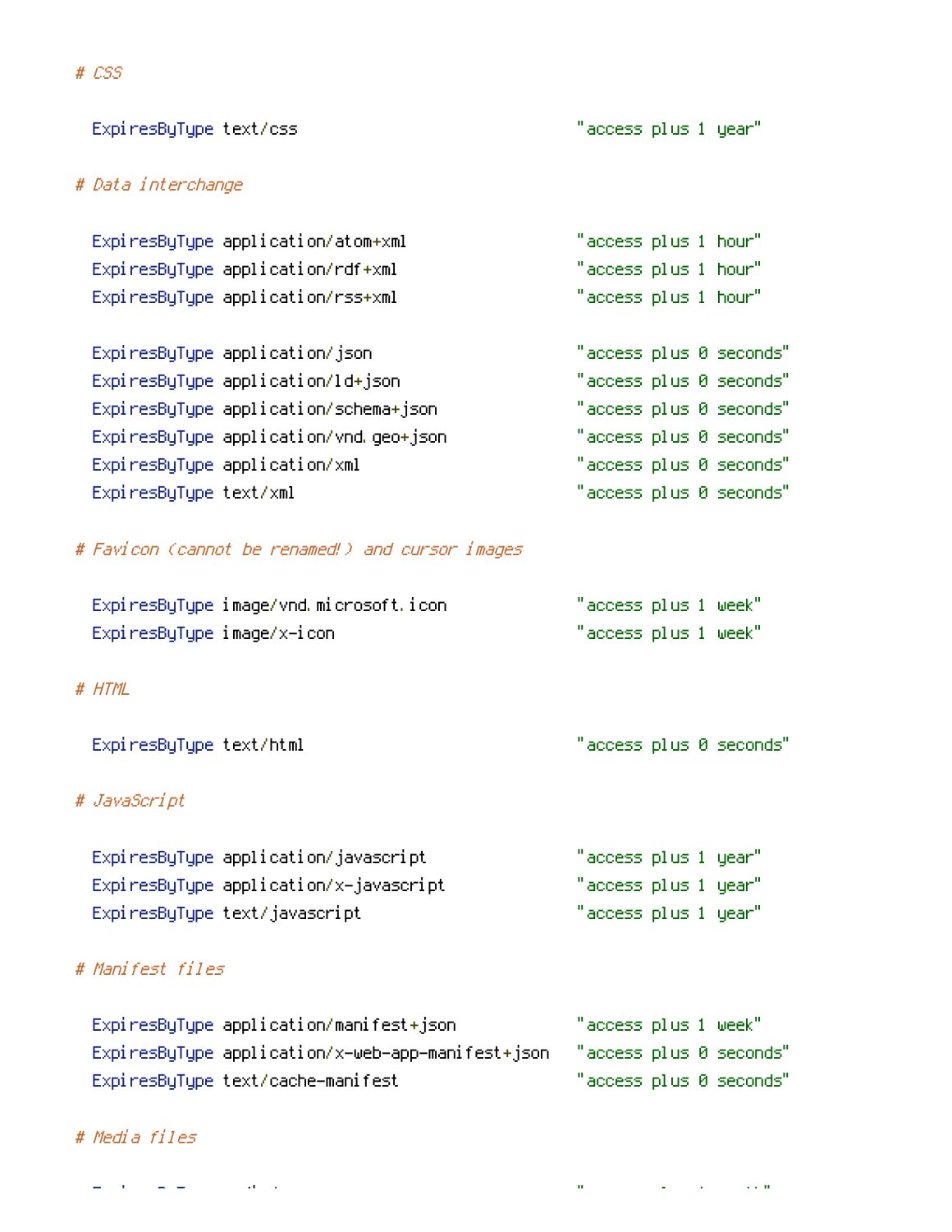```
# CSS

  ExpiresByType text/css                              "access plus 1 year"

# Data interchange

  ExpiresByType application/atom+xml                  "access plus 1 hour"
  ExpiresByType application/rdf+xml                   "access plus 1 hour"
  ExpiresByType application/rss+xml                   "access plus 1 hour"

  ExpiresByType application/json                      "access plus 0 seconds"
  ExpiresByType application/ld+json                   "access plus 0 seconds"
  ExpiresByType application/schema+json               "access plus 0 seconds"
  ExpiresByType application/vnd.geo+json              "access plus 0 seconds"
  ExpiresByType application/xml                       "access plus 0 seconds"
  ExpiresByType text/xml                              "access plus 0 seconds"

# Favicon (cannot be renamed!) and cursor images

  ExpiresByType image/vnd.microsoft.icon              "access plus 1 week"
  ExpiresByType image/x-icon                          "access plus 1 week"

# HTML

  ExpiresByType text/html                             "access plus 0 seconds"

# JavaScript

  ExpiresByType application/javascript                "access plus 1 year"
  ExpiresByType application/x-javascript              "access plus 1 year"
  ExpiresByType text/javascript                       "access plus 1 year"

# Manifest files

  ExpiresByType application/manifest+json             "access plus 1 week"
  ExpiresByType application/x-web-app-manifest+json   "access plus 0 seconds"
  ExpiresByType text/cache-manifest                   "access plus 0 seconds"

# Media files
```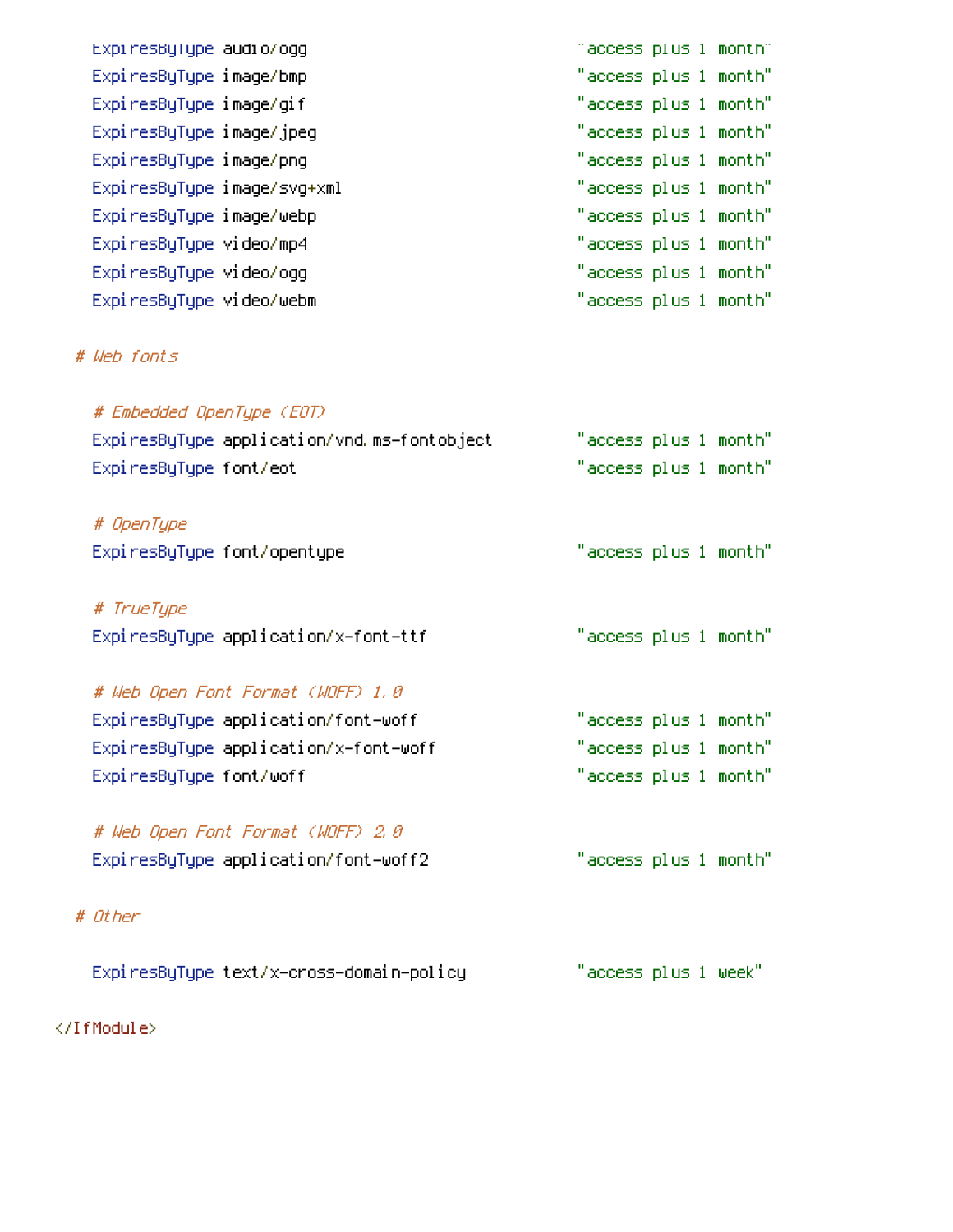```
    ExpiresByType audio/ogg                             "access plus 1 month"
    ExpiresByType image/bmp                             "access plus 1 month"
    ExpiresByType image/gif                             "access plus 1 month"
    ExpiresByType image/jpeg                            "access plus 1 month"
    ExpiresByType image/png                             "access plus 1 month"
    ExpiresByType image/svg+xml                         "access plus 1 month"
    ExpiresByType image/webp                            "access plus 1 month"
    ExpiresByType video/mp4                             "access plus 1 month"
    ExpiresByType video/ogg                             "access plus 1 month"
    ExpiresByType video/webm                            "access plus 1 month"

  # Web fonts

    # Embedded OpenType (EOT)
    ExpiresByType application/vnd.ms-fontobject         "access plus 1 month"
    ExpiresByType font/eot                              "access plus 1 month"

    # OpenType
    ExpiresByType font/opentype                         "access plus 1 month"

    # TrueType
    ExpiresByType application/x-font-ttf                "access plus 1 month"

    # Web Open Font Format (WOFF) 1.0
    ExpiresByType application/font-woff                 "access plus 1 month"
    ExpiresByType application/x-font-woff               "access plus 1 month"
    ExpiresByType font/woff                             "access plus 1 month"

    # Web Open Font Format (WOFF) 2.0
    ExpiresByType application/font-woff2                "access plus 1 month"

  # Other

    ExpiresByType text/x-cross-domain-policy            "access plus 1 week"

</IfModule>
```